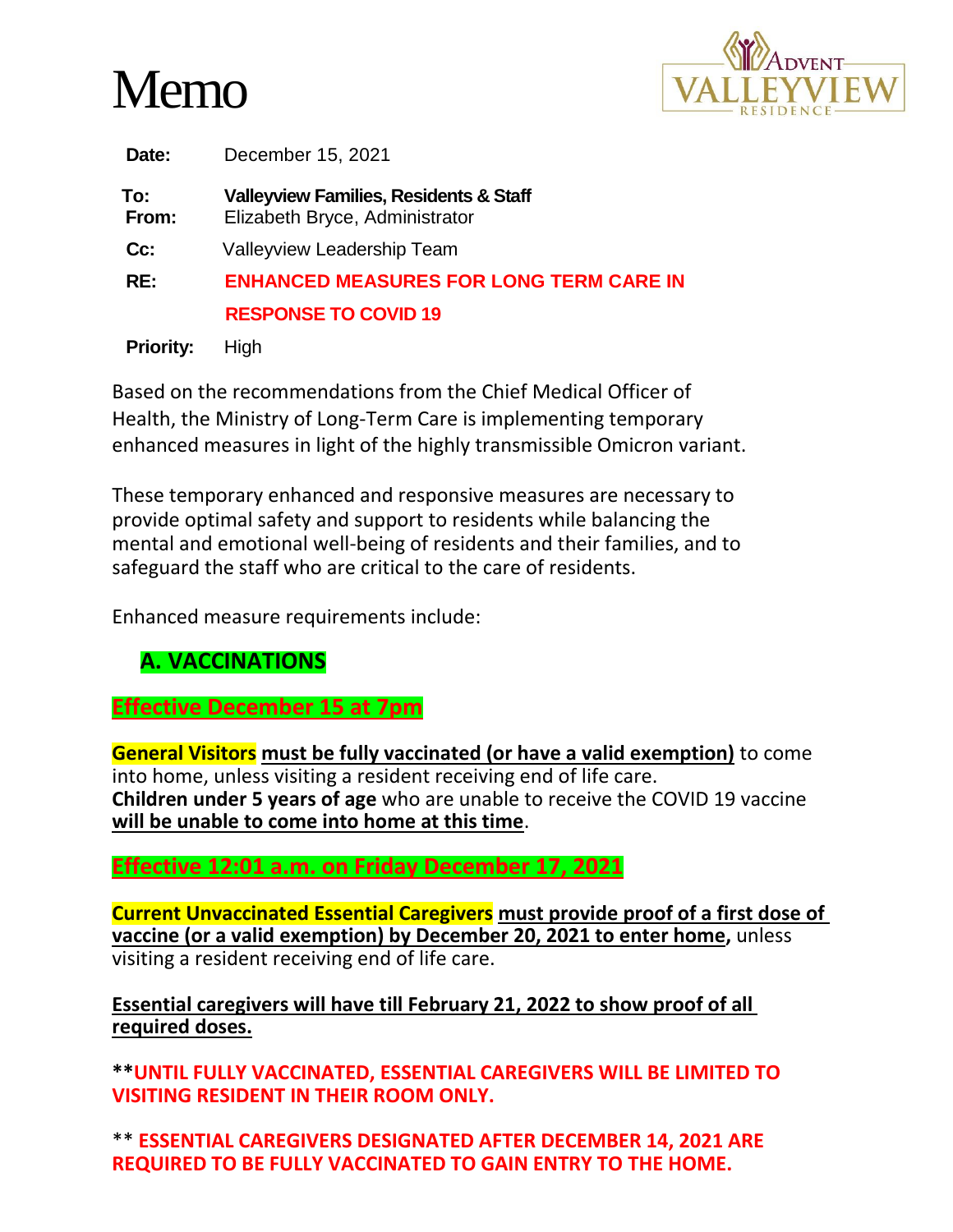# Memo

**Date:** December 15, 2021

**To:** **Valleyview Families, Residents & Staff**

**From:** Elizabeth Bryce, Administrator

**Cc:** Valleyview Leadership Team

**RE:** **ENHANCED MEASURES FOR LONG TERM CARE IN RESPONSE TO COVID 19**

**Priority:** High

Based on the recommendations from the Chief Medical Officer of Health, the Ministry of Long-Term Care is implementing temporary enhanced measures in light of the highly transmissible Omicron variant.

These temporary enhanced and responsive measures are necessary to provide optimal safety and support to residents while balancing the mental and emotional well-being of residents and their families, and to safeguard the staff who are critical to the care of residents.

Enhanced measure requirements include:

## A. VACCINATIONS

**Effective December 15 at 7pm**

**General Visitors** **must be fully vaccinated (or have a valid exemption)** to come into home, unless visiting a resident receiving end of life care.
**Children under 5 years of age** who are unable to receive the COVID 19 vaccine **will be unable to come into home at this time**.

**Effective 12:01 a.m. on Friday December 17, 2021**

**Current Unvaccinated Essential Caregivers** **must provide proof of a first dose of vaccine (or a valid exemption) by December 20, 2021 to enter home,** unless visiting a resident receiving end of life care.

**Essential caregivers will have till February 21, 2022 to show proof of all required doses.**

****UNTIL FULLY VACCINATED, ESSENTIAL CAREGIVERS WILL BE LIMITED TO VISITING RESIDENT IN THEIR ROOM ONLY.**

** **ESSENTIAL CAREGIVERS DESIGNATED AFTER DECEMBER 14, 2021 ARE REQUIRED TO BE FULLY VACCINATED TO GAIN ENTRY TO THE HOME.**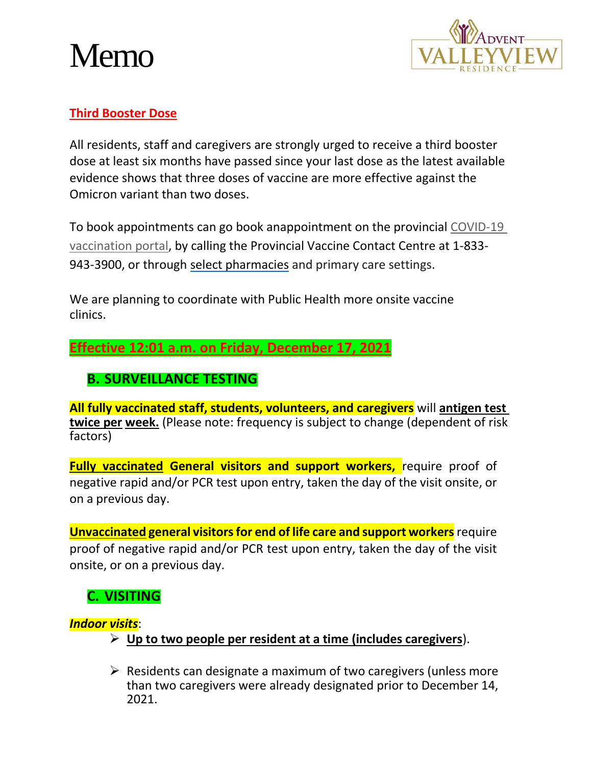# Memo

ADVENT VALLEYVIEW RESIDENCE

**Third Booster Dose**

All residents, staff and caregivers are strongly urged to receive a third booster dose at least six months have passed since your last dose as the latest available evidence shows that three doses of vaccine are more effective against the Omicron variant than two doses.

To book appointments can go book anappointment on the provincial COVID-19 vaccination portal, by calling the Provincial Vaccine Contact Centre at 1-833-943-3900, or through select pharmacies and primary care settings.

We are planning to coordinate with Public Health more onsite vaccine clinics.

**Effective 12:01 a.m. on Friday, December 17, 2021**

## B. SURVEILLANCE TESTING

**All fully vaccinated staff, students, volunteers, and caregivers** will **antigen test twice per week.** (Please note: frequency is subject to change (dependent of risk factors)

**Fully vaccinated General visitors and support workers,** require proof of negative rapid and/or PCR test upon entry, taken the day of the visit onsite, or on a previous day.

**Unvaccinated general visitors for end of life care and support workers** require proof of negative rapid and/or PCR test upon entry, taken the day of the visit onsite, or on a previous day.

## C. VISITING

***Indoor visits***:

- **Up to two people per resident at a time (includes caregivers**).
- Residents can designate a maximum of two caregivers (unless more than two caregivers were already designated prior to December 14, 2021.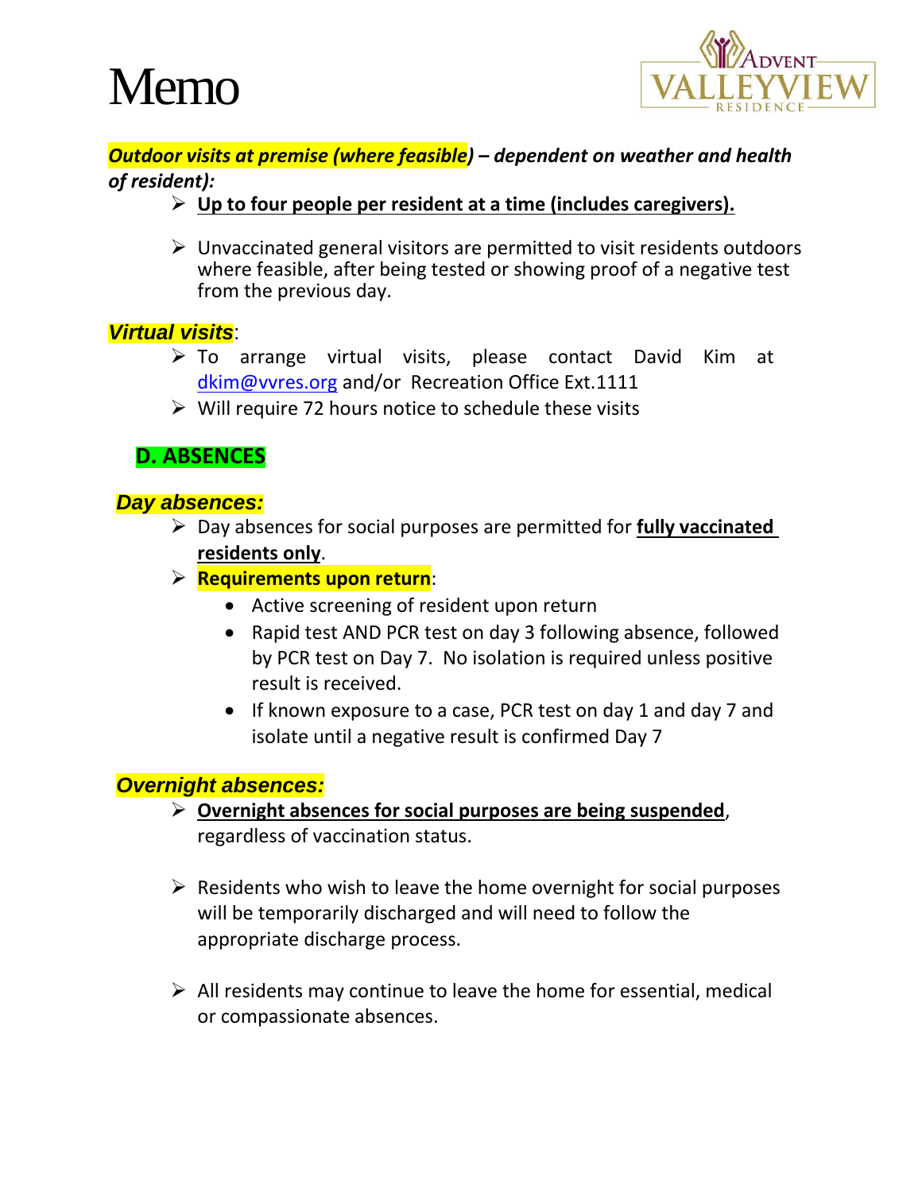# Memo

***Outdoor visits at premise (where feasible) – dependent on weather and health of resident):***

- **Up to four people per resident at a time (includes caregivers).**

- Unvaccinated general visitors are permitted to visit residents outdoors where feasible, after being tested or showing proof of a negative test from the previous day.

***Virtual visits***:

- To arrange virtual visits, please contact David Kim at dkim@vvres.org and/or Recreation Office Ext.1111
- Will require 72 hours notice to schedule these visits

## D. ABSENCES

***Day absences:***

- Day absences for social purposes are permitted for **fully vaccinated residents only**.
- **Requirements upon return**:
  - Active screening of resident upon return
  - Rapid test AND PCR test on day 3 following absence, followed by PCR test on Day 7. No isolation is required unless positive result is received.
  - If known exposure to a case, PCR test on day 1 and day 7 and isolate until a negative result is confirmed Day 7

***Overnight absences:***

- **Overnight absences for social purposes are being suspended**, regardless of vaccination status.

- Residents who wish to leave the home overnight for social purposes will be temporarily discharged and will need to follow the appropriate discharge process.

- All residents may continue to leave the home for essential, medical or compassionate absences.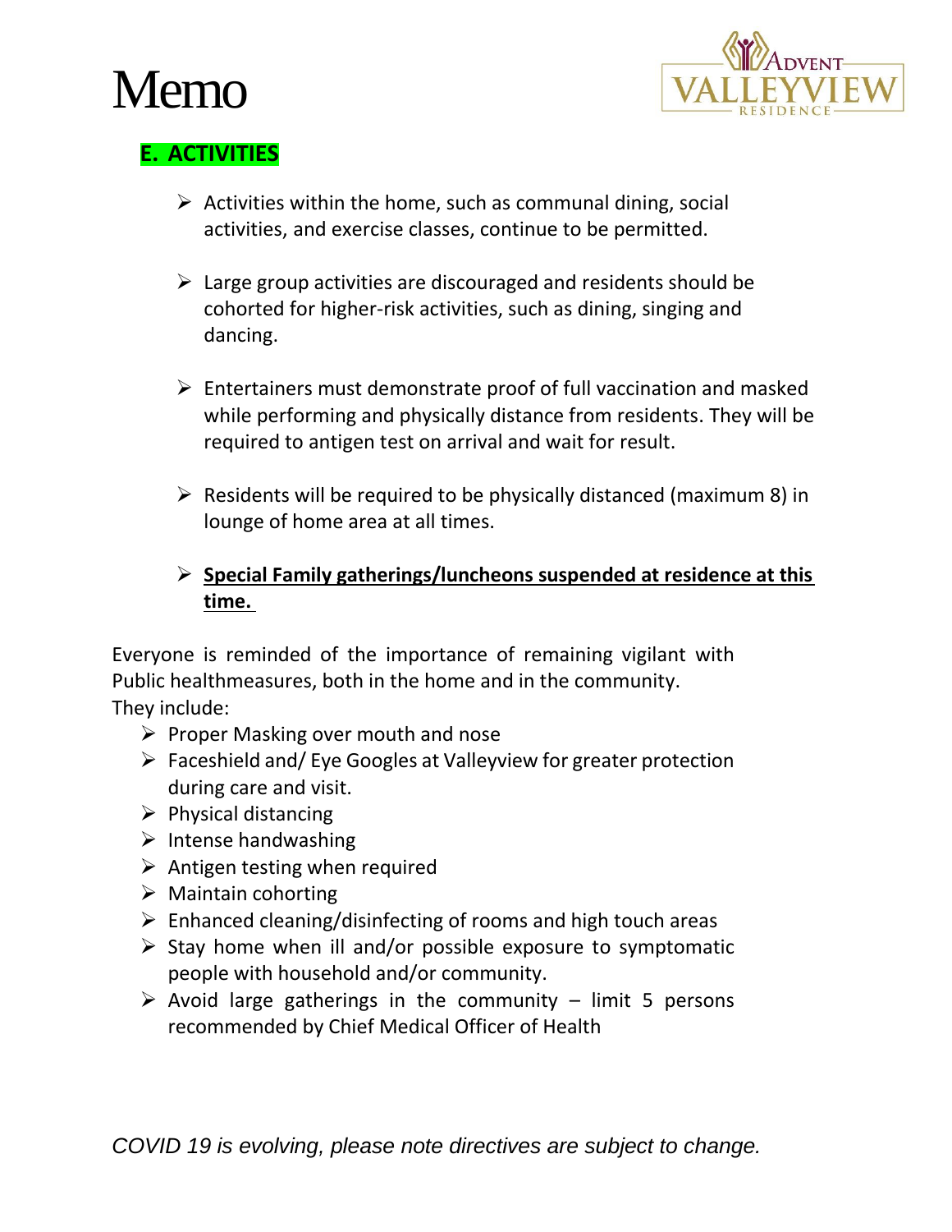# Memo

ADVENT VALLEYVIEW RESIDENCE

## E. ACTIVITIES

- Activities within the home, such as communal dining, social activities, and exercise classes, continue to be permitted.
- Large group activities are discouraged and residents should be cohorted for higher-risk activities, such as dining, singing and dancing.
- Entertainers must demonstrate proof of full vaccination and masked while performing and physically distance from residents. They will be required to antigen test on arrival and wait for result.
- Residents will be required to be physically distanced (maximum 8) in lounge of home area at all times.
- **<u>Special Family gatherings/luncheons suspended at residence at this time.</u>**

Everyone is reminded of the importance of remaining vigilant with Public healthmeasures, both in the home and in the community. They include:

- Proper Masking over mouth and nose
- Faceshield and/ Eye Googles at Valleyview for greater protection during care and visit.
- Physical distancing
- Intense handwashing
- Antigen testing when required
- Maintain cohorting
- Enhanced cleaning/disinfecting of rooms and high touch areas
- Stay home when ill and/or possible exposure to symptomatic people with household and/or community.
- Avoid large gatherings in the community – limit 5 persons recommended by Chief Medical Officer of Health

*COVID 19 is evolving, please note directives are subject to change.*